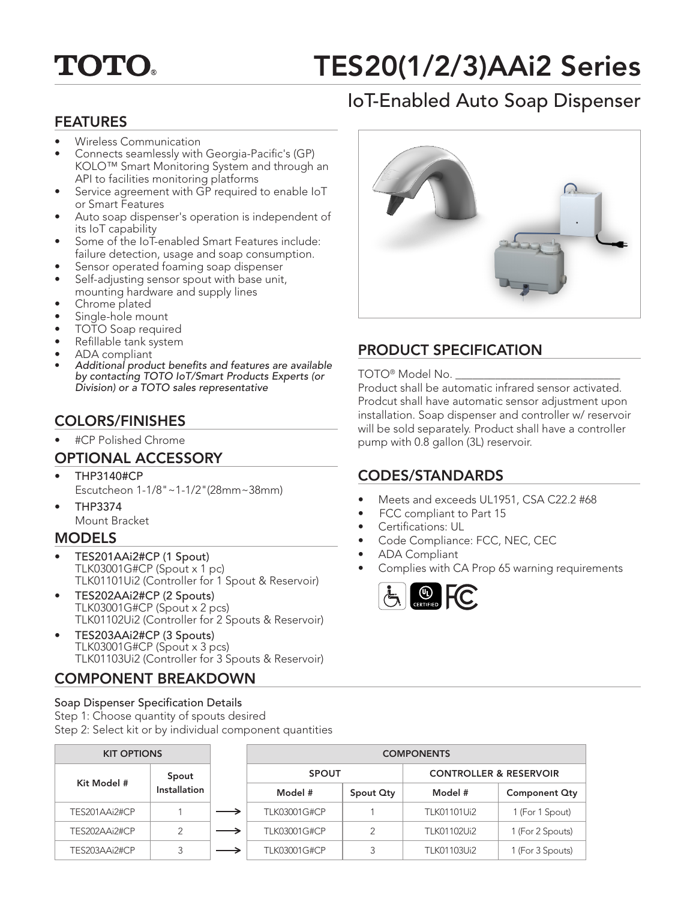TOTO®

# TES20(1/2/3)AAi2 Series

## IoT-Enabled Auto Soap Dispenser

## FEATURES

- Wireless Communication
- Connects seamlessly with Georgia-Pacific's (GP) KOLO™ Smart Monitoring System and through an API to facilities monitoring platforms
- Service agreement with GP required to enable IoT or Smart Features
- Auto soap dispenser's operation is independent of its IoT capability
- Some of the IoT-enabled Smart Features include: failure detection, usage and soap consumption.
- Sensor operated foaming soap dispenser
- Self-adjusting sensor spout with base unit, mounting hardware and supply lines
- Chrome plated
- Single-hole mount
- TOTO Soap required
- Refillable tank system
- ADA compliant
- *Additional product benefits and features are available by contacting TOTO IoT/Smart Products Experts (or Division) or a TOTO sales representative*

## COLORS/FINISHES

- #CP Polished Chrome

## OPTIONAL ACCESSORY

- THP3140#CP
  Escutcheon 1-1/8"~1-1/2"(28mm~38mm)
- THP3374
  Mount Bracket

## MODELS

- TES201AAi2#CP (1 Spout)
  TLK03001G#CP (Spout x 1 pc)
  TLK01101Ui2 (Controller for 1 Spout & Reservoir)
- TES202AAi2#CP (2 Spouts)
  TLK03001G#CP (Spout x 2 pcs)
  TLK01102Ui2 (Controller for 2 Spouts & Reservoir)
- TES203AAi2#CP (3 Spouts)
  TLK03001G#CP (Spout x 3 pcs)
  TLK01103Ui2 (Controller for 3 Spouts & Reservoir)

## PRODUCT SPECIFICATION

TOTO® Model No. ______________________________

Product shall be automatic infrared sensor activated. Prodcut shall have automatic sensor adjustment upon installation. Soap dispenser and controller w/ reservoir will be sold separately. Product shall have a controller pump with 0.8 gallon (3L) reservoir.

## CODES/STANDARDS

- Meets and exceeds UL1951, CSA C22.2 #68
- FCC compliant to Part 15
- Certifications: UL
- Code Compliance: FCC, NEC, CEC
- ADA Compliant
- Complies with CA Prop 65 warning requirements

## COMPONENT BREAKDOWN

Soap Dispenser Specification Details

Step 1: Choose quantity of spouts desired

Step 2: Select kit or by individual component quantities

| KIT OPTIONS | | | COMPONENTS | | | |
|---|---|---|---|---|---|---|
| | | | SPOUT | | CONTROLLER & RESERVOIR | |
| Kit Model # | Spout Installation | | Model # | Spout Qty | Model # | Component Qty |
| TES201AAi2#CP | 1 | → | TLK03001G#CP | 1 | TLK01101Ui2 | 1 (For 1 Spout) |
| TES202AAi2#CP | 2 | → | TLK03001G#CP | 2 | TLK01102Ui2 | 1 (For 2 Spouts) |
| TES203AAi2#CP | 3 | → | TLK03001G#CP | 3 | TLK01103Ui2 | 1 (For 3 Spouts) |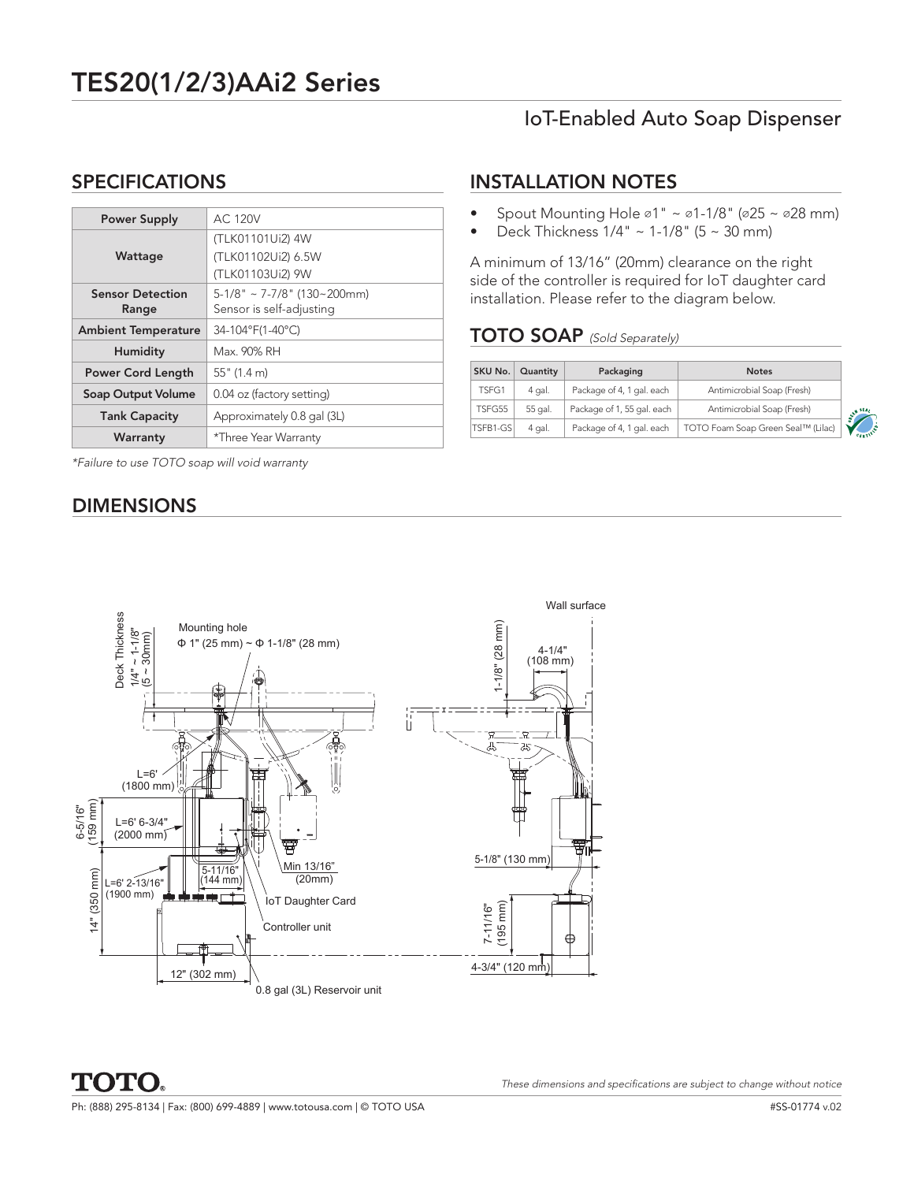# TES20(1/2/3)AAi2 Series

## IoT-Enabled Auto Soap Dispenser

## SPECIFICATIONS

| | |
|---|---|
| Power Supply | AC 120V |
| Wattage | (TLK01101Ui2) 4W<br>(TLK01102Ui2) 6.5W<br>(TLK01103Ui2) 9W |
| Sensor Detection Range | 5-1/8" ~ 7-7/8" (130~200mm)<br>Sensor is self-adjusting |
| Ambient Temperature | 34-104°F(1-40°C) |
| Humidity | Max. 90% RH |
| Power Cord Length | 55" (1.4 m) |
| Soap Output Volume | 0.04 oz (factory setting) |
| Tank Capacity | Approximately 0.8 gal (3L) |
| Warranty | *Three Year Warranty |

*\*Failure to use TOTO soap will void warranty*

## INSTALLATION NOTES

- Spout Mounting Hole ⌀1" ~ ⌀1-1/8" (⌀25 ~ ⌀28 mm)
- Deck Thickness 1/4" ~ 1-1/8" (5 ~ 30 mm)

A minimum of 13/16" (20mm) clearance on the right side of the controller is required for IoT daughter card installation. Please refer to the diagram below.

## TOTO SOAP *(Sold Separately)*

| SKU No. | Quantity | Packaging | Notes |
|---|---|---|---|
| TSFG1 | 4 gal. | Package of 4, 1 gal. each | Antimicrobial Soap (Fresh) |
| TSFG55 | 55 gal. | Package of 1, 55 gal. each | Antimicrobial Soap (Fresh) |
| TSFB1-GS | 4 gal. | Package of 4, 1 gal. each | TOTO Foam Soap Green Seal™ (Lilac) |

## DIMENSIONS

Deck Thickness 1/4" ~ 1-1/8" (5 ~ 30mm)
Mounting hole Φ 1" (25 mm) ~ Φ 1-1/8" (28 mm)
L=6' (1800 mm)
6-5/16" (159 mm)
L=6' 6-3/4" (2000 mm)
5-11/16" (144 mm)
Min 13/16" (20mm)
14" (350 mm)
L=6' 2-13/16" (1900 mm)
IoT Daughter Card
Controller unit
12" (302 mm)
0.8 gal (3L) Reservoir unit
Wall surface
1-1/8" (28 mm)
4-1/4" (108 mm)
5-1/8" (130 mm)
7-11/16" (195 mm)
4-3/4" (120 mm)

*These dimensions and specifications are subject to change without notice*

Ph: (888) 295-8134 | Fax: (800) 699-4889 | www.totousa.com | © TOTO USA

#SS-01774 v.02